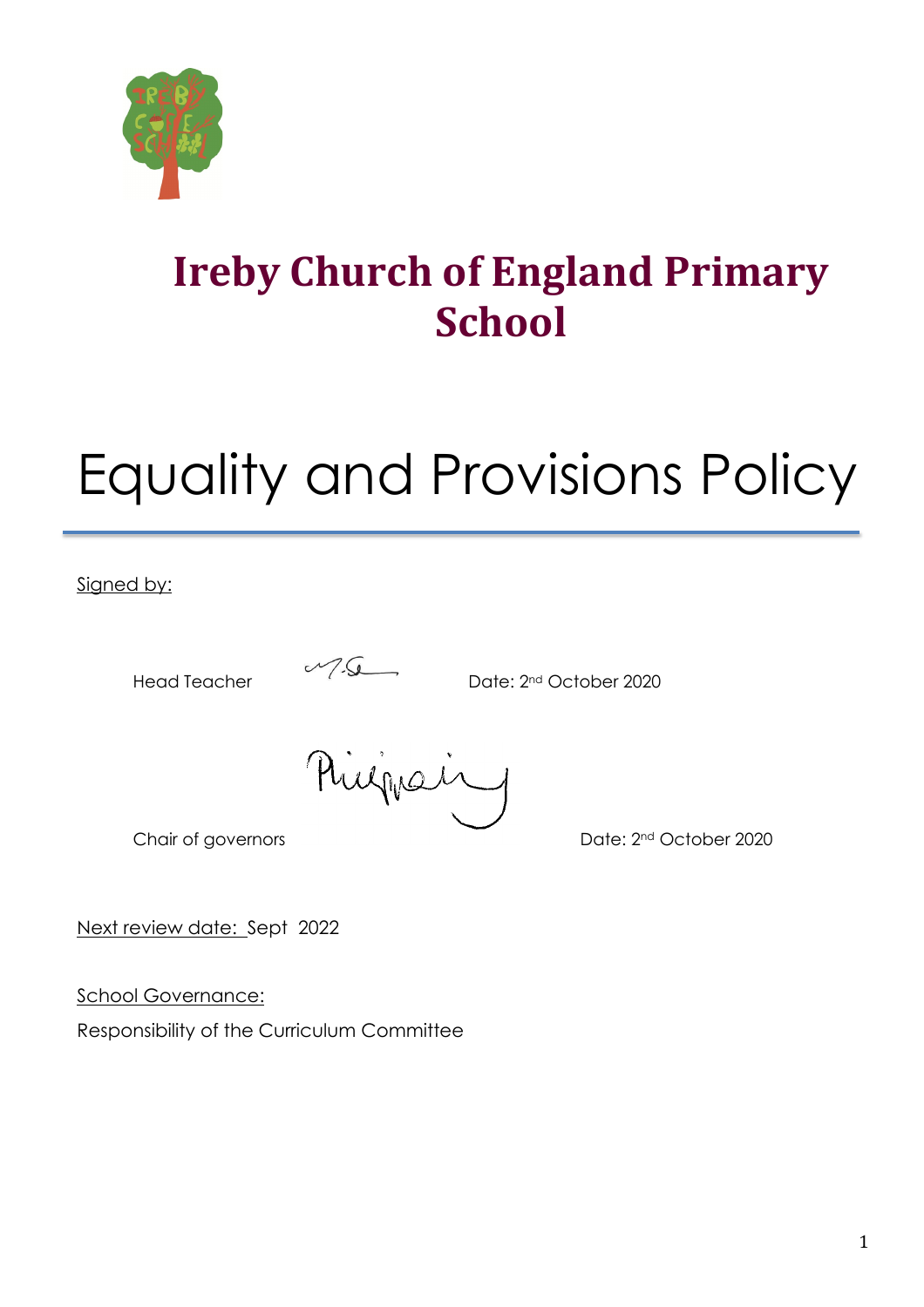# Ireby Church of England Primary School

# Equality and Provisions Policy

Signed by:

Head Teacher Date: 2nd October 2020

Chair of governors Date: 2nd October 2020

Next review date: Sept 2022

School Governance:

Responsibility of the Curriculum Committee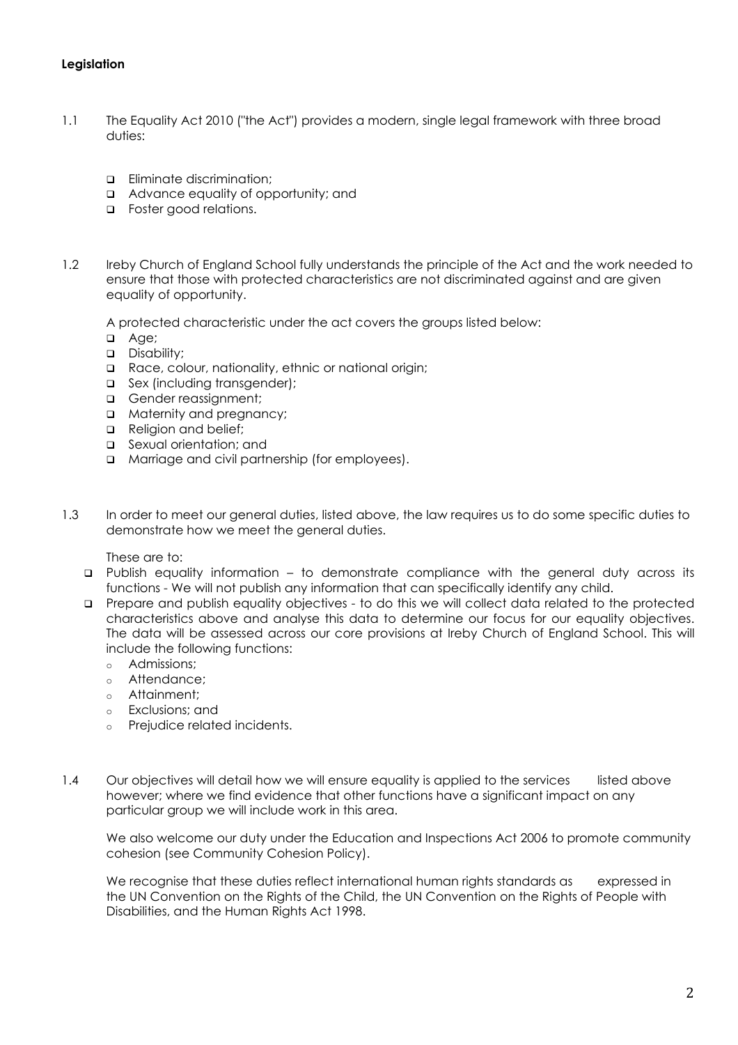**Legislation**

1.1 The Equality Act 2010 ("the Act") provides a modern, single legal framework with three broad duties:

- Eliminate discrimination;
- Advance equality of opportunity; and
- Foster good relations.

1.2 Ireby Church of England School fully understands the principle of the Act and the work needed to ensure that those with protected characteristics are not discriminated against and are given equality of opportunity.

A protected characteristic under the act covers the groups listed below:

- Age;
- Disability;
- Race, colour, nationality, ethnic or national origin;
- Sex (including transgender);
- Gender reassignment;
- Maternity and pregnancy;
- Religion and belief;
- Sexual orientation; and
- Marriage and civil partnership (for employees).

1.3 In order to meet our general duties, listed above, the law requires us to do some specific duties to demonstrate how we meet the general duties.

These are to:

- Publish equality information – to demonstrate compliance with the general duty across its functions - We will not publish any information that can specifically identify any child.
- Prepare and publish equality objectives - to do this we will collect data related to the protected characteristics above and analyse this data to determine our focus for our equality objectives. The data will be assessed across our core provisions at Ireby Church of England School. This will include the following functions:
  - Admissions;
  - Attendance;
  - Attainment;
  - Exclusions; and
  - Prejudice related incidents.

1.4 Our objectives will detail how we will ensure equality is applied to the services listed above however; where we find evidence that other functions have a significant impact on any particular group we will include work in this area.

We also welcome our duty under the Education and Inspections Act 2006 to promote community cohesion (see Community Cohesion Policy).

We recognise that these duties reflect international human rights standards as expressed in the UN Convention on the Rights of the Child, the UN Convention on the Rights of People with Disabilities, and the Human Rights Act 1998.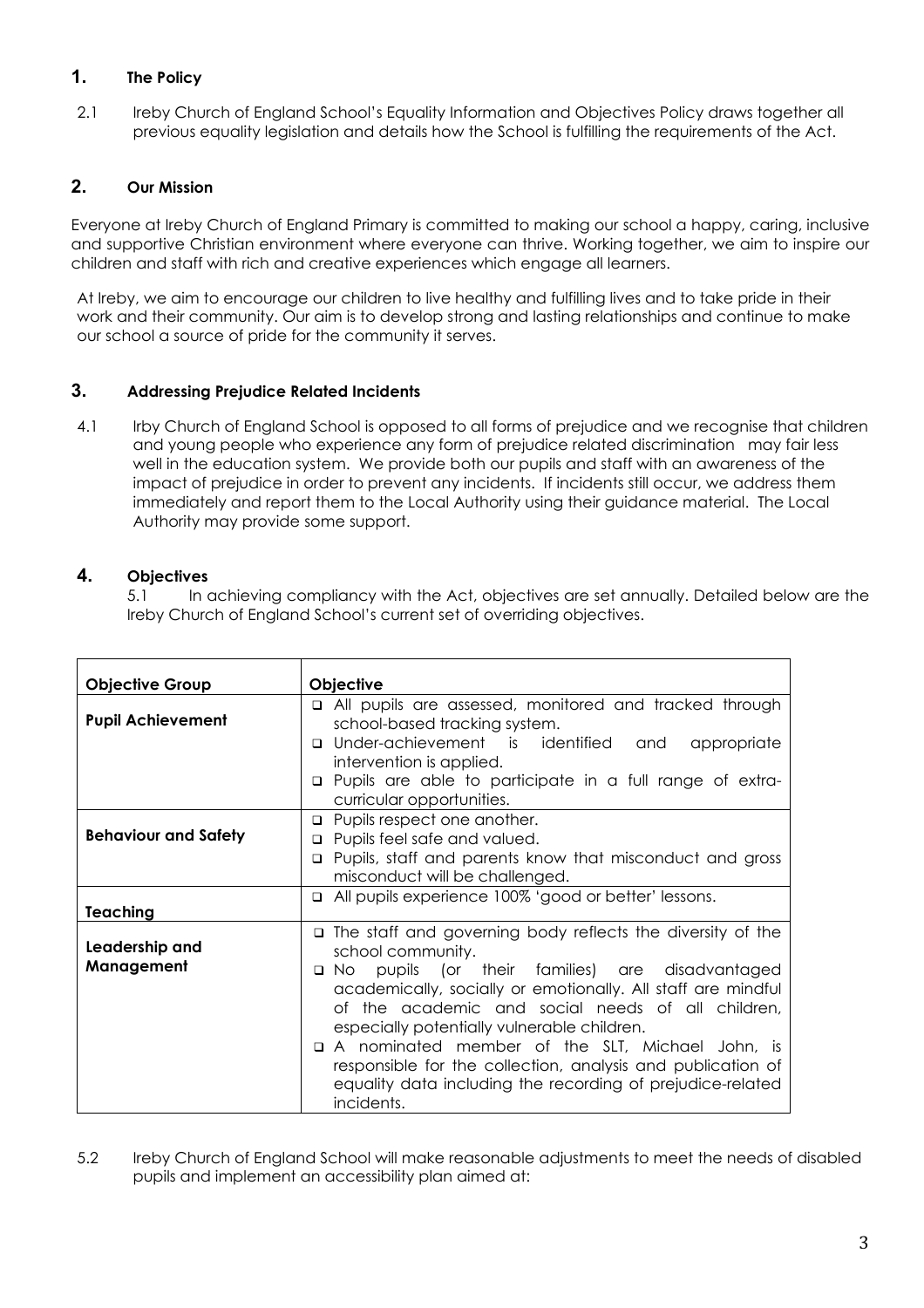## 1. The Policy

2.1 Ireby Church of England School's Equality Information and Objectives Policy draws together all previous equality legislation and details how the School is fulfilling the requirements of the Act.

## 2. Our Mission

Everyone at Ireby Church of England Primary is committed to making our school a happy, caring, inclusive and supportive Christian environment where everyone can thrive. Working together, we aim to inspire our children and staff with rich and creative experiences which engage all learners.

At Ireby, we aim to encourage our children to live healthy and fulfilling lives and to take pride in their work and their community. Our aim is to develop strong and lasting relationships and continue to make our school a source of pride for the community it serves.

## 3. Addressing Prejudice Related Incidents

4.1 Irby Church of England School is opposed to all forms of prejudice and we recognise that children and young people who experience any form of prejudice related discrimination may fair less well in the education system. We provide both our pupils and staff with an awareness of the impact of prejudice in order to prevent any incidents. If incidents still occur, we address them immediately and report them to the Local Authority using their guidance material. The Local Authority may provide some support.

## 4. Objectives

5.1 In achieving compliancy with the Act, objectives are set annually. Detailed below are the Ireby Church of England School's current set of overriding objectives.

| Objective Group | Objective |
|---|---|
| **Pupil Achievement** | ❑ All pupils are assessed, monitored and tracked through school-based tracking system.<br>❑ Under-achievement is identified and appropriate intervention is applied.<br>❑ Pupils are able to participate in a full range of extra-curricular opportunities. |
| **Behaviour and Safety** | ❑ Pupils respect one another.<br>❑ Pupils feel safe and valued.<br>❑ Pupils, staff and parents know that misconduct and gross misconduct will be challenged. |
| **Teaching** | ❑ All pupils experience 100% 'good or better' lessons. |
| **Leadership and Management** | ❑ The staff and governing body reflects the diversity of the school community.<br>❑ No pupils (or their families) are disadvantaged academically, socially or emotionally. All staff are mindful of the academic and social needs of all children, especially potentially vulnerable children.<br>❑ A nominated member of the SLT, Michael John, is responsible for the collection, analysis and publication of equality data including the recording of prejudice-related incidents. |

5.2 Ireby Church of England School will make reasonable adjustments to meet the needs of disabled pupils and implement an accessibility plan aimed at: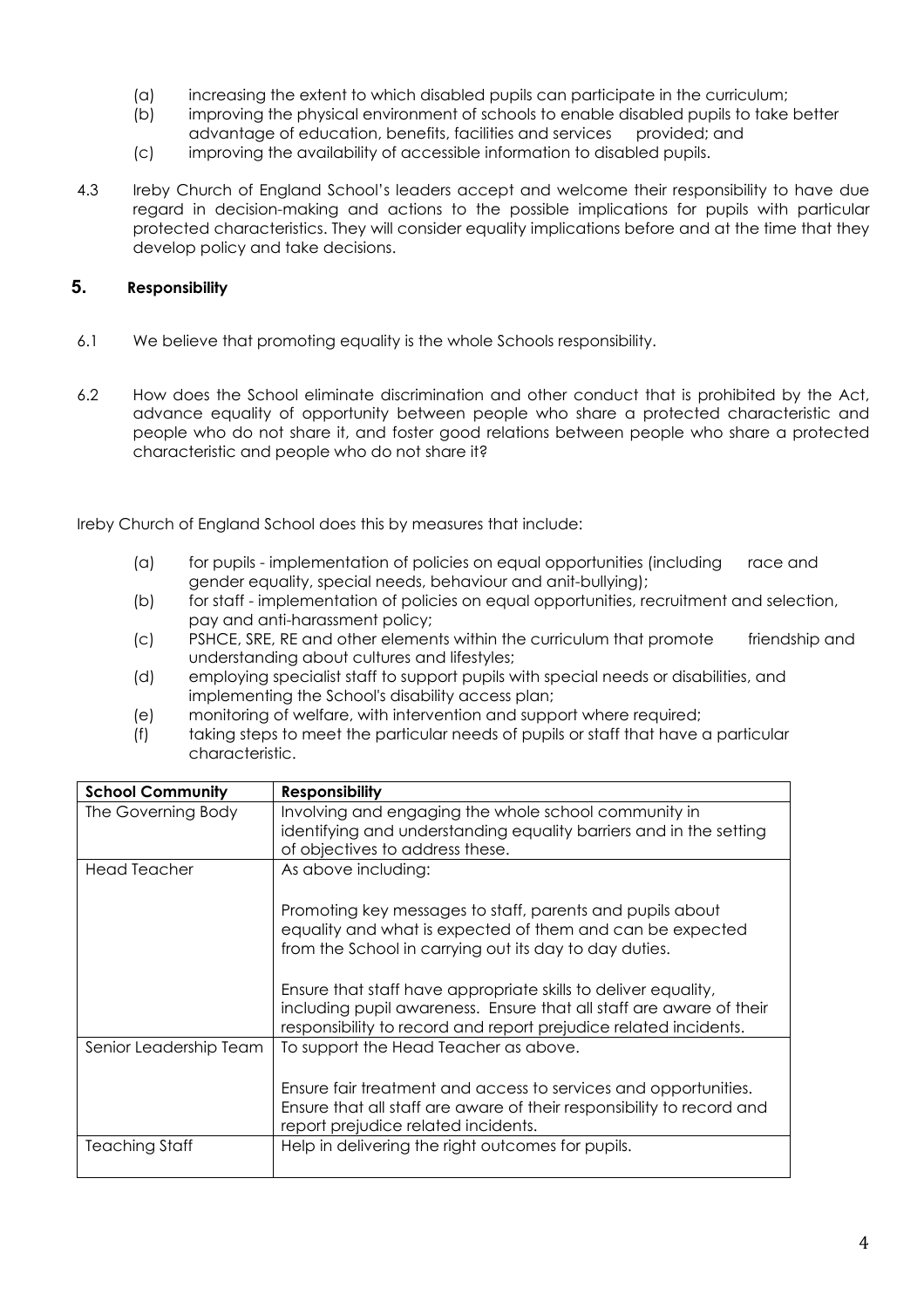(a) increasing the extent to which disabled pupils can participate in the curriculum;
(b) improving the physical environment of schools to enable disabled pupils to take better advantage of education, benefits, facilities and services provided; and
(c) improving the availability of accessible information to disabled pupils.

4.3 Ireby Church of England School's leaders accept and welcome their responsibility to have due regard in decision-making and actions to the possible implications for pupils with particular protected characteristics. They will consider equality implications before and at the time that they develop policy and take decisions.

## 5. Responsibility

6.1 We believe that promoting equality is the whole Schools responsibility.

6.2 How does the School eliminate discrimination and other conduct that is prohibited by the Act, advance equality of opportunity between people who share a protected characteristic and people who do not share it, and foster good relations between people who share a protected characteristic and people who do not share it?

Ireby Church of England School does this by measures that include:

(a) for pupils - implementation of policies on equal opportunities (including race and gender equality, special needs, behaviour and anit-bullying);
(b) for staff - implementation of policies on equal opportunities, recruitment and selection, pay and anti-harassment policy;
(c) PSHCE, SRE, RE and other elements within the curriculum that promote friendship and understanding about cultures and lifestyles;
(d) employing specialist staff to support pupils with special needs or disabilities, and implementing the School's disability access plan;
(e) monitoring of welfare, with intervention and support where required;
(f) taking steps to meet the particular needs of pupils or staff that have a particular characteristic.

| School Community | Responsibility |
|---|---|
| The Governing Body | Involving and engaging the whole school community in identifying and understanding equality barriers and in the setting of objectives to address these. |
| Head Teacher | As above including:<br><br>Promoting key messages to staff, parents and pupils about equality and what is expected of them and can be expected from the School in carrying out its day to day duties.<br><br>Ensure that staff have appropriate skills to deliver equality, including pupil awareness. Ensure that all staff are aware of their responsibility to record and report prejudice related incidents. |
| Senior Leadership Team | To support the Head Teacher as above.<br><br>Ensure fair treatment and access to services and opportunities. Ensure that all staff are aware of their responsibility to record and report prejudice related incidents. |
| Teaching Staff | Help in delivering the right outcomes for pupils. |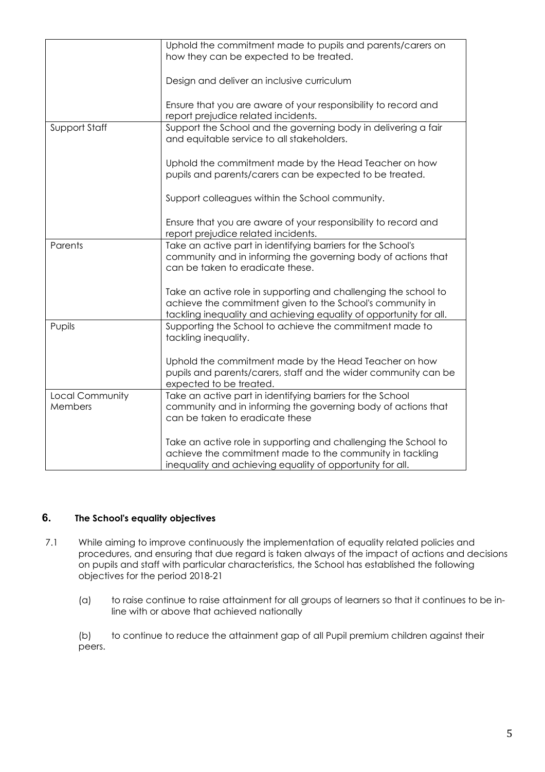| | |
|---|---|
| | Uphold the commitment made to pupils and parents/carers on how they can be expected to be treated.<br><br>Design and deliver an inclusive curriculum<br><br>Ensure that you are aware of your responsibility to record and report prejudice related incidents. |
| Support Staff | Support the School and the governing body in delivering a fair and equitable service to all stakeholders.<br><br>Uphold the commitment made by the Head Teacher on how pupils and parents/carers can be expected to be treated.<br><br>Support colleagues within the School community.<br><br>Ensure that you are aware of your responsibility to record and report prejudice related incidents. |
| Parents | Take an active part in identifying barriers for the School's community and in informing the governing body of actions that can be taken to eradicate these.<br><br>Take an active role in supporting and challenging the school to achieve the commitment given to the School's community in tackling inequality and achieving equality of opportunity for all. |
| Pupils | Supporting the School to achieve the commitment made to tackling inequality.<br><br>Uphold the commitment made by the Head Teacher on how pupils and parents/carers, staff and the wider community can be expected to be treated. |
| Local Community Members | Take an active part in identifying barriers for the School community and in informing the governing body of actions that can be taken to eradicate these<br><br>Take an active role in supporting and challenging the School to achieve the commitment made to the community in tackling inequality and achieving equality of opportunity for all. |

## 6. The School's equality objectives

7.1 While aiming to improve continuously the implementation of equality related policies and procedures, and ensuring that due regard is taken always of the impact of actions and decisions on pupils and staff with particular characteristics, the School has established the following objectives for the period 2018-21

(a) to raise continue to raise attainment for all groups of learners so that it continues to be in-line with or above that achieved nationally

(b) to continue to reduce the attainment gap of all Pupil premium children against their peers.